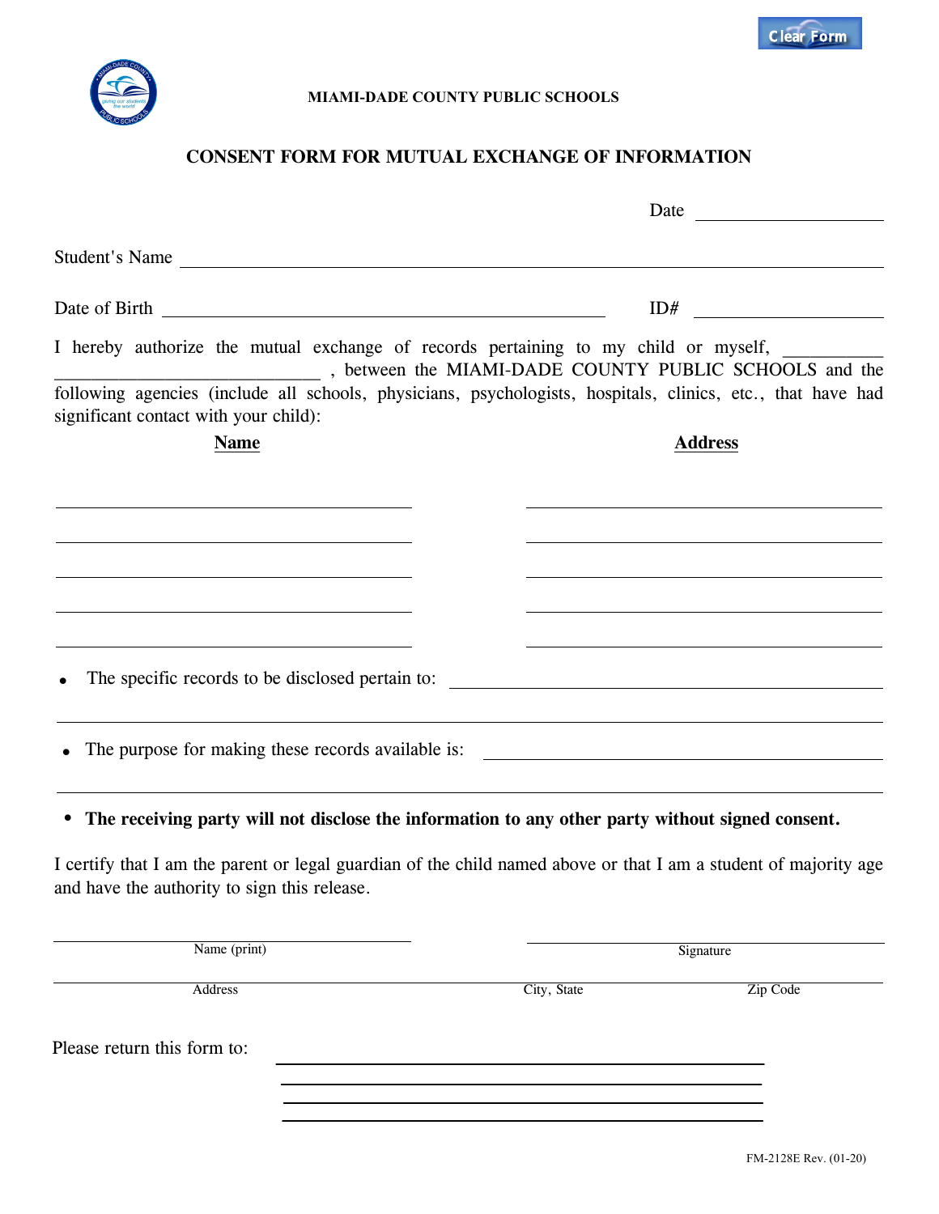Clear Form

MIAMI-DADE COUNTY PUBLIC SCHOOLS

## CONSENT FORM FOR MUTUAL EXCHANGE OF INFORMATION

Date ____________________

Student's Name ______________________________________________________________

Date of Birth ________________________________________ ID# ____________________

I hereby authorize the mutual exchange of records pertaining to my child or myself, ______________________________________ , between the MIAMI-DADE COUNTY PUBLIC SCHOOLS and the following agencies (include all schools, physicians, psychologists, hospitals, clinics, etc., that have had significant contact with your child):

| **Name** | **Address** |
|---|---|
| ______________________________ | ______________________________ |
| ______________________________ | ______________________________ |
| ______________________________ | ______________________________ |
| ______________________________ | ______________________________ |
| ______________________________ | ______________________________ |

- The specific records to be disclosed pertain to: ________________________________________

_____________________________________________________________________________

- The purpose for making these records available is: ______________________________________

_____________________________________________________________________________

- **The receiving party will not disclose the information to any other party without signed consent.**

I certify that I am the parent or legal guardian of the child named above or that I am a student of majority age and have the authority to sign this release.

______________________________ ______________________________
Name (print) Signature

______________________________________________________________________
Address City, State Zip Code

Please return this form to: ________________________________________

________________________________________

________________________________________

________________________________________

FM-2128E Rev. (01-20)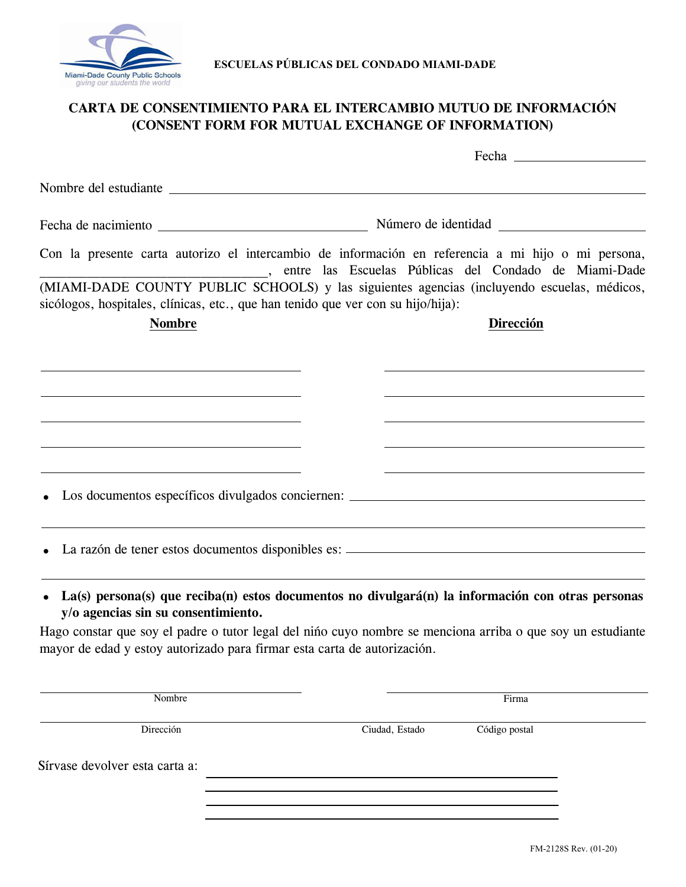ESCUELAS PÚBLICAS DEL CONDADO MIAMI-DADE

# CARTA DE CONSENTIMIENTO PARA EL INTERCAMBIO MUTUO DE INFORMACIÓN (CONSENT FORM FOR MUTUAL EXCHANGE OF INFORMATION)

Fecha ____________________

Nombre del estudiante ______________________________________________________________

Fecha de nacimiento ______________________________ Número de identidad ______________________

Con la presente carta autorizo el intercambio de información en referencia a mi hijo o mi persona, ________________________________, entre las Escuelas Públicas del Condado de Miami-Dade (MIAMI-DADE COUNTY PUBLIC SCHOOLS) y las siguientes agencias (incluyendo escuelas, médicos, sicólogos, hospitales, clínicas, etc., que han tenido que ver con su hijo/hija):

| **Nombre** | **Dirección** |
|---|---|
| | |
| | |
| | |
| | |
| | |

- Los documentos específicos divulgados conciernen: ________________________________________________

  ______________________________________________________________________________

- La razón de tener estos documentos disponibles es: ________________________________________________

  ______________________________________________________________________________

- **La(s) persona(s) que reciba(n) estos documentos no divulgará(n) la información con otras personas y/o agencias sin su consentimiento.**

Hago constar que soy el padre o tutor legal del niño cuyo nombre se menciona arriba o que soy un estudiante mayor de edad y estoy autorizado para firmar esta carta de autorización.

________________________________ ________________________________
Nombre Firma

______________________________________________________________________________
Dirección Ciudad, Estado Código postal

Sírvase devolver esta carta a: ________________________________________

________________________________________

________________________________________

________________________________________

FM-2128S Rev. (01-20)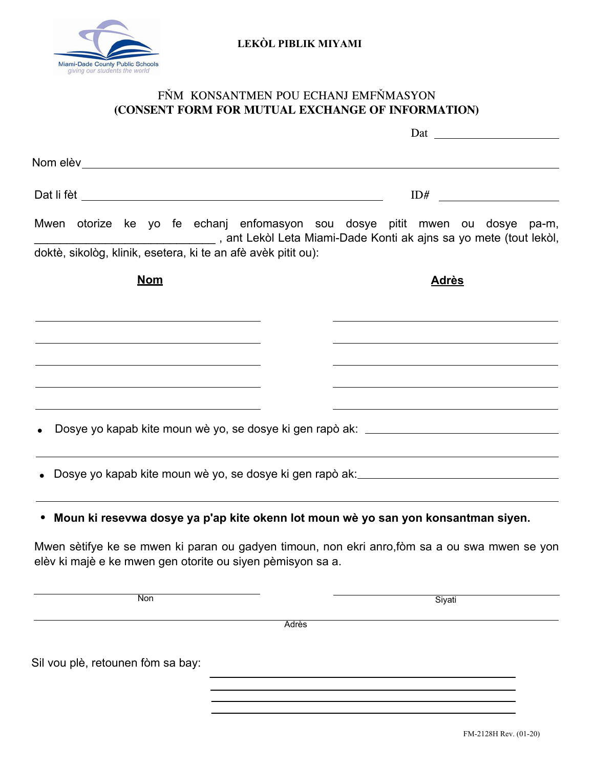Miami-Dade County Public Schools
giving our students the world

**LEKÒL PIBLIK MIYAMI**

## FŇM KONSANTMEN POU ECHANJ EMFŇMASYON
## (CONSENT FORM FOR MUTUAL EXCHANGE OF INFORMATION)

Dat ____________________

Nom elèv ______________________________________________________________

Dat li fèt ________________________________________ ID# ________________

Mwen otorize ke yo fe echanj enfomasyon sou dosye pitit mwen ou dosye pa-m, ________________________ , ant Lekòl Leta Miami-Dade Konti ak ajns sa yo mete (tout lekòl, doktè, sikològ, klinik, esetera, ki te an afè avèk pitit ou):

| **Nom** | **Adrès** |
|---|---|
| | |
| | |
| | |
| | |
| | |

- Dosye yo kapab kite moun wè yo, se dosye ki gen rapò ak: ________________________________
- Dosye yo kapab kite moun wè yo, se dosye ki gen rapò ak: ________________________________
- **Moun ki resevwa dosye ya p'ap kite okenn lot moun wè yo san yon konsantman siyen.**

Mwen sètifye ke se mwen ki paran ou gadyen timoun, non ekri anro,fòm sa a ou swa mwen se yon elèv ki majè e ke mwen gen otorite ou siyen pèmisyon sa a.

________________________ Non

________________________ Siyati

________________________ Adrès

Sil vou plè, retounen fòm sa bay: ________________________________

FM-2128H Rev. (01-20)